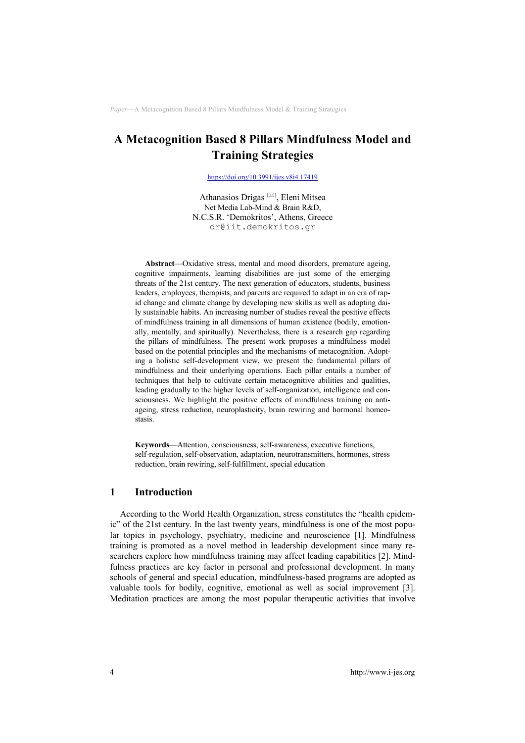# A Metacognition Based 8 Pillars Mindfulness Model and Training Strategies

https://doi.org/10.3991/ijes.v8i4.17419

Athanasios Drigas (✉), Eleni Mitsea
Net Media Lab-Mind & Brain R&D,
N.C.S.R. 'Demokritos', Athens, Greece
dr@iit.demokritos.gr

**Abstract**—Oxidative stress, mental and mood disorders, premature ageing, cognitive impairments, learning disabilities are just some of the emerging threats of the 21st century. The next generation of educators, students, business leaders, employees, therapists, and parents are required to adapt in an era of rapid change and climate change by developing new skills as well as adopting daily sustainable habits. An increasing number of studies reveal the positive effects of mindfulness training in all dimensions of human existence (bodily, emotionally, mentally, and spiritually). Nevertheless, there is a research gap regarding the pillars of mindfulness. The present work proposes a mindfulness model based on the potential principles and the mechanisms of metacognition. Adopting a holistic self-development view, we present the fundamental pillars of mindfulness and their underlying operations. Each pillar entails a number of techniques that help to cultivate certain metacognitive abilities and qualities, leading gradually to the higher levels of self-organization, intelligence and consciousness. We highlight the positive effects of mindfulness training on anti-ageing, stress reduction, neuroplasticity, brain rewiring and hormonal homeostasis.

**Keywords**—Attention, consciousness, self-awareness, executive functions, self-regulation, self-observation, adaptation, neurotransmitters, hormones, stress reduction, brain rewiring, self-fulfillment, special education

## 1 Introduction

According to the World Health Organization, stress constitutes the "health epidemic" of the 21st century. In the last twenty years, mindfulness is one of the most popular topics in psychology, psychiatry, medicine and neuroscience [1]. Mindfulness training is promoted as a novel method in leadership development since many researchers explore how mindfulness training may affect leading capabilities [2]. Mindfulness practices are key factor in personal and professional development. In many schools of general and special education, mindfulness-based programs are adopted as valuable tools for bodily, cognitive, emotional as well as social improvement [3]. Meditation practices are among the most popular therapeutic activities that involve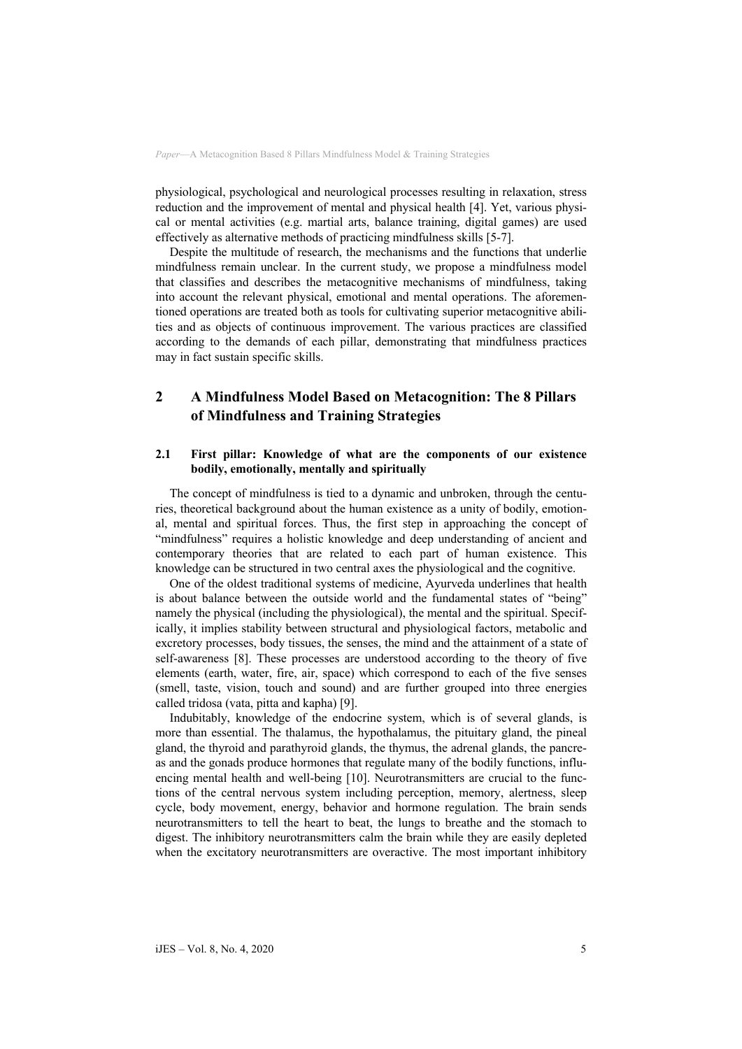physiological, psychological and neurological processes resulting in relaxation, stress reduction and the improvement of mental and physical health [4]. Yet, various physical or mental activities (e.g. martial arts, balance training, digital games) are used effectively as alternative methods of practicing mindfulness skills [5-7].

Despite the multitude of research, the mechanisms and the functions that underlie mindfulness remain unclear. In the current study, we propose a mindfulness model that classifies and describes the metacognitive mechanisms of mindfulness, taking into account the relevant physical, emotional and mental operations. The aforementioned operations are treated both as tools for cultivating superior metacognitive abilities and as objects of continuous improvement. The various practices are classified according to the demands of each pillar, demonstrating that mindfulness practices may in fact sustain specific skills.

## 2 A Mindfulness Model Based on Metacognition: The 8 Pillars of Mindfulness and Training Strategies

### 2.1 First pillar: Knowledge of what are the components of our existence bodily, emotionally, mentally and spiritually

The concept of mindfulness is tied to a dynamic and unbroken, through the centuries, theoretical background about the human existence as a unity of bodily, emotional, mental and spiritual forces. Thus, the first step in approaching the concept of "mindfulness" requires a holistic knowledge and deep understanding of ancient and contemporary theories that are related to each part of human existence. This knowledge can be structured in two central axes the physiological and the cognitive.

One of the oldest traditional systems of medicine, Ayurveda underlines that health is about balance between the outside world and the fundamental states of "being" namely the physical (including the physiological), the mental and the spiritual. Specifically, it implies stability between structural and physiological factors, metabolic and excretory processes, body tissues, the senses, the mind and the attainment of a state of self-awareness [8]. These processes are understood according to the theory of five elements (earth, water, fire, air, space) which correspond to each of the five senses (smell, taste, vision, touch and sound) and are further grouped into three energies called tridosa (vata, pitta and kapha) [9].

Indubitably, knowledge of the endocrine system, which is of several glands, is more than essential. The thalamus, the hypothalamus, the pituitary gland, the pineal gland, the thyroid and parathyroid glands, the thymus, the adrenal glands, the pancreas and the gonads produce hormones that regulate many of the bodily functions, influencing mental health and well-being [10]. Neurotransmitters are crucial to the functions of the central nervous system including perception, memory, alertness, sleep cycle, body movement, energy, behavior and hormone regulation. The brain sends neurotransmitters to tell the heart to beat, the lungs to breathe and the stomach to digest. The inhibitory neurotransmitters calm the brain while they are easily depleted when the excitatory neurotransmitters are overactive. The most important inhibitory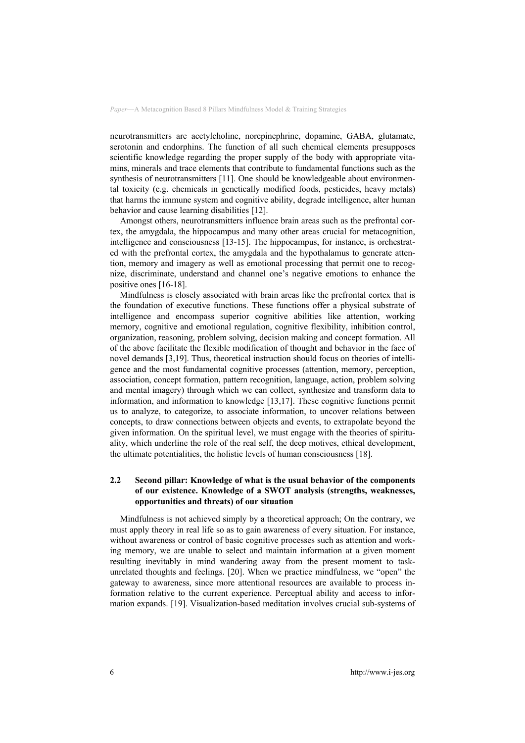neurotransmitters are acetylcholine, norepinephrine, dopamine, GABA, glutamate, serotonin and endorphins. The function of all such chemical elements presupposes scientific knowledge regarding the proper supply of the body with appropriate vitamins, minerals and trace elements that contribute to fundamental functions such as the synthesis of neurotransmitters [11]. One should be knowledgeable about environmental toxicity (e.g. chemicals in genetically modified foods, pesticides, heavy metals) that harms the immune system and cognitive ability, degrade intelligence, alter human behavior and cause learning disabilities [12].

Amongst others, neurotransmitters influence brain areas such as the prefrontal cortex, the amygdala, the hippocampus and many other areas crucial for metacognition, intelligence and consciousness [13-15]. The hippocampus, for instance, is orchestrated with the prefrontal cortex, the amygdala and the hypothalamus to generate attention, memory and imagery as well as emotional processing that permit one to recognize, discriminate, understand and channel one's negative emotions to enhance the positive ones [16-18].

Mindfulness is closely associated with brain areas like the prefrontal cortex that is the foundation of executive functions. These functions offer a physical substrate of intelligence and encompass superior cognitive abilities like attention, working memory, cognitive and emotional regulation, cognitive flexibility, inhibition control, organization, reasoning, problem solving, decision making and concept formation. All of the above facilitate the flexible modification of thought and behavior in the face of novel demands [3,19]. Thus, theoretical instruction should focus on theories of intelligence and the most fundamental cognitive processes (attention, memory, perception, association, concept formation, pattern recognition, language, action, problem solving and mental imagery) through which we can collect, synthesize and transform data to information, and information to knowledge [13,17]. These cognitive functions permit us to analyze, to categorize, to associate information, to uncover relations between concepts, to draw connections between objects and events, to extrapolate beyond the given information. On the spiritual level, we must engage with the theories of spirituality, which underline the role of the real self, the deep motives, ethical development, the ultimate potentialities, the holistic levels of human consciousness [18].

### 2.2 Second pillar: Knowledge of what is the usual behavior of the components of our existence. Knowledge of a SWOT analysis (strengths, weaknesses, opportunities and threats) of our situation

Mindfulness is not achieved simply by a theoretical approach; On the contrary, we must apply theory in real life so as to gain awareness of every situation. For instance, without awareness or control of basic cognitive processes such as attention and working memory, we are unable to select and maintain information at a given moment resulting inevitably in mind wandering away from the present moment to task-unrelated thoughts and feelings. [20]. When we practice mindfulness, we "open" the gateway to awareness, since more attentional resources are available to process information relative to the current experience. Perceptual ability and access to information expands. [19]. Visualization-based meditation involves crucial sub-systems of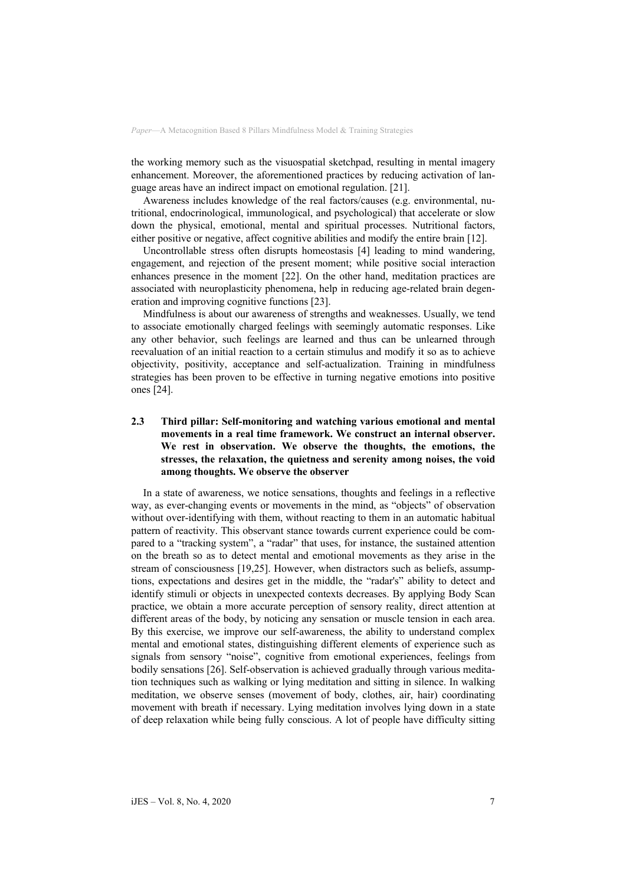the working memory such as the visuospatial sketchpad, resulting in mental imagery enhancement. Moreover, the aforementioned practices by reducing activation of language areas have an indirect impact on emotional regulation. [21].

Awareness includes knowledge of the real factors/causes (e.g. environmental, nutritional, endocrinological, immunological, and psychological) that accelerate or slow down the physical, emotional, mental and spiritual processes. Nutritional factors, either positive or negative, affect cognitive abilities and modify the entire brain [12].

Uncontrollable stress often disrupts homeostasis [4] leading to mind wandering, engagement, and rejection of the present moment; while positive social interaction enhances presence in the moment [22]. On the other hand, meditation practices are associated with neuroplasticity phenomena, help in reducing age-related brain degeneration and improving cognitive functions [23].

Mindfulness is about our awareness of strengths and weaknesses. Usually, we tend to associate emotionally charged feelings with seemingly automatic responses. Like any other behavior, such feelings are learned and thus can be unlearned through reevaluation of an initial reaction to a certain stimulus and modify it so as to achieve objectivity, positivity, acceptance and self-actualization. Training in mindfulness strategies has been proven to be effective in turning negative emotions into positive ones [24].

### 2.3 Third pillar: Self-monitoring and watching various emotional and mental movements in a real time framework. We construct an internal observer. We rest in observation. We observe the thoughts, the emotions, the stresses, the relaxation, the quietness and serenity among noises, the void among thoughts. We observe the observer

In a state of awareness, we notice sensations, thoughts and feelings in a reflective way, as ever-changing events or movements in the mind, as "objects" of observation without over-identifying with them, without reacting to them in an automatic habitual pattern of reactivity. This observant stance towards current experience could be compared to a "tracking system", a "radar" that uses, for instance, the sustained attention on the breath so as to detect mental and emotional movements as they arise in the stream of consciousness [19,25]. However, when distractors such as beliefs, assumptions, expectations and desires get in the middle, the "radar's" ability to detect and identify stimuli or objects in unexpected contexts decreases. By applying Body Scan practice, we obtain a more accurate perception of sensory reality, direct attention at different areas of the body, by noticing any sensation or muscle tension in each area. By this exercise, we improve our self-awareness, the ability to understand complex mental and emotional states, distinguishing different elements of experience such as signals from sensory "noise", cognitive from emotional experiences, feelings from bodily sensations [26]. Self-observation is achieved gradually through various meditation techniques such as walking or lying meditation and sitting in silence. In walking meditation, we observe senses (movement of body, clothes, air, hair) coordinating movement with breath if necessary. Lying meditation involves lying down in a state of deep relaxation while being fully conscious. A lot of people have difficulty sitting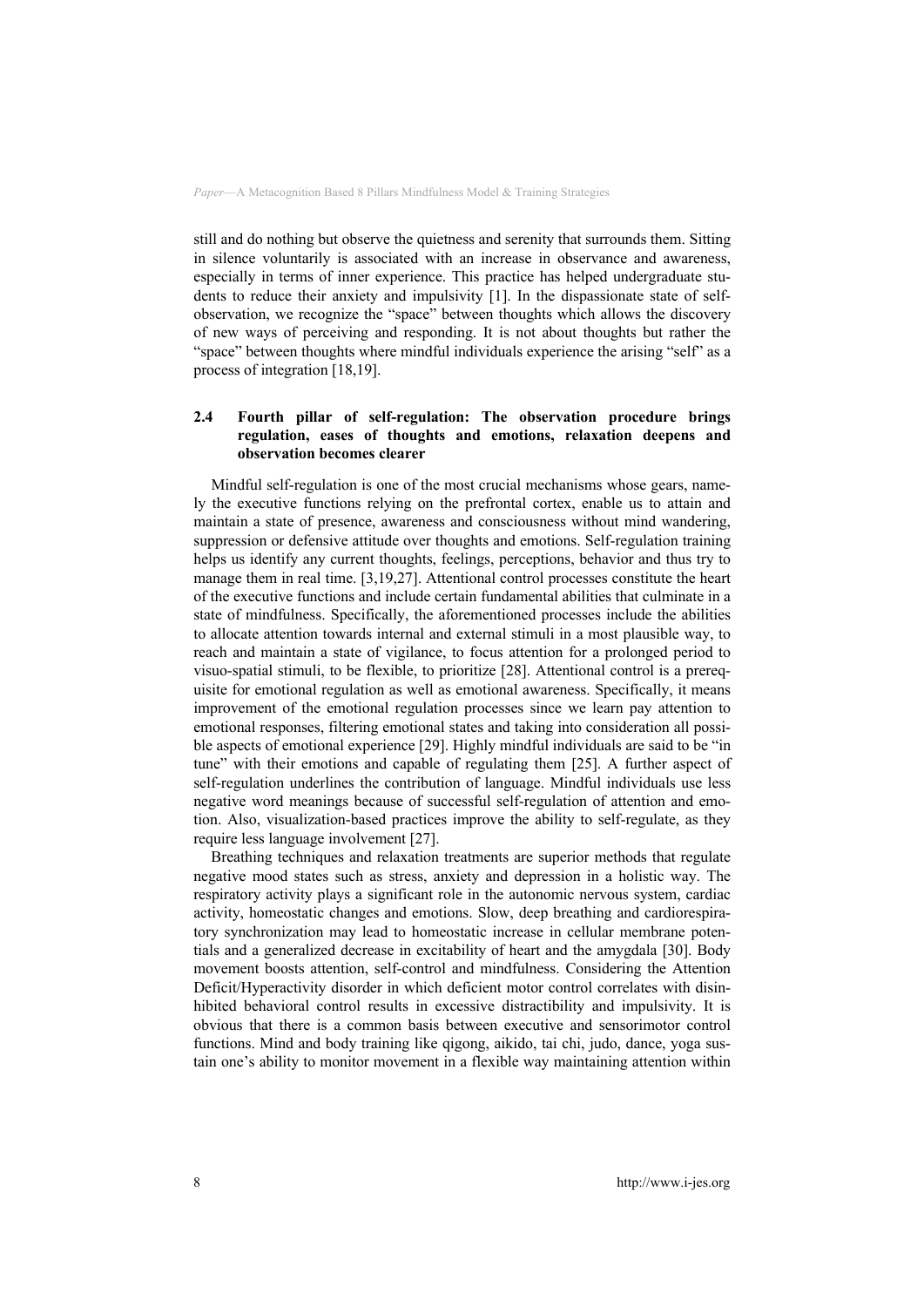still and do nothing but observe the quietness and serenity that surrounds them. Sitting in silence voluntarily is associated with an increase in observance and awareness, especially in terms of inner experience. This practice has helped undergraduate students to reduce their anxiety and impulsivity [1]. In the dispassionate state of self-observation, we recognize the "space" between thoughts which allows the discovery of new ways of perceiving and responding. It is not about thoughts but rather the "space" between thoughts where mindful individuals experience the arising "self" as a process of integration [18,19].

### 2.4 Fourth pillar of self-regulation: The observation procedure brings regulation, eases of thoughts and emotions, relaxation deepens and observation becomes clearer

Mindful self-regulation is one of the most crucial mechanisms whose gears, namely the executive functions relying on the prefrontal cortex, enable us to attain and maintain a state of presence, awareness and consciousness without mind wandering, suppression or defensive attitude over thoughts and emotions. Self-regulation training helps us identify any current thoughts, feelings, perceptions, behavior and thus try to manage them in real time. [3,19,27]. Attentional control processes constitute the heart of the executive functions and include certain fundamental abilities that culminate in a state of mindfulness. Specifically, the aforementioned processes include the abilities to allocate attention towards internal and external stimuli in a most plausible way, to reach and maintain a state of vigilance, to focus attention for a prolonged period to visuo-spatial stimuli, to be flexible, to prioritize [28]. Attentional control is a prerequisite for emotional regulation as well as emotional awareness. Specifically, it means improvement of the emotional regulation processes since we learn pay attention to emotional responses, filtering emotional states and taking into consideration all possible aspects of emotional experience [29]. Highly mindful individuals are said to be "in tune" with their emotions and capable of regulating them [25]. A further aspect of self-regulation underlines the contribution of language. Mindful individuals use less negative word meanings because of successful self-regulation of attention and emotion. Also, visualization-based practices improve the ability to self-regulate, as they require less language involvement [27].

Breathing techniques and relaxation treatments are superior methods that regulate negative mood states such as stress, anxiety and depression in a holistic way. The respiratory activity plays a significant role in the autonomic nervous system, cardiac activity, homeostatic changes and emotions. Slow, deep breathing and cardiorespiratory synchronization may lead to homeostatic increase in cellular membrane potentials and a generalized decrease in excitability of heart and the amygdala [30]. Body movement boosts attention, self-control and mindfulness. Considering the Attention Deficit/Hyperactivity disorder in which deficient motor control correlates with disinhibited behavioral control results in excessive distractibility and impulsivity. It is obvious that there is a common basis between executive and sensorimotor control functions. Mind and body training like qigong, aikido, tai chi, judo, dance, yoga sustain one's ability to monitor movement in a flexible way maintaining attention within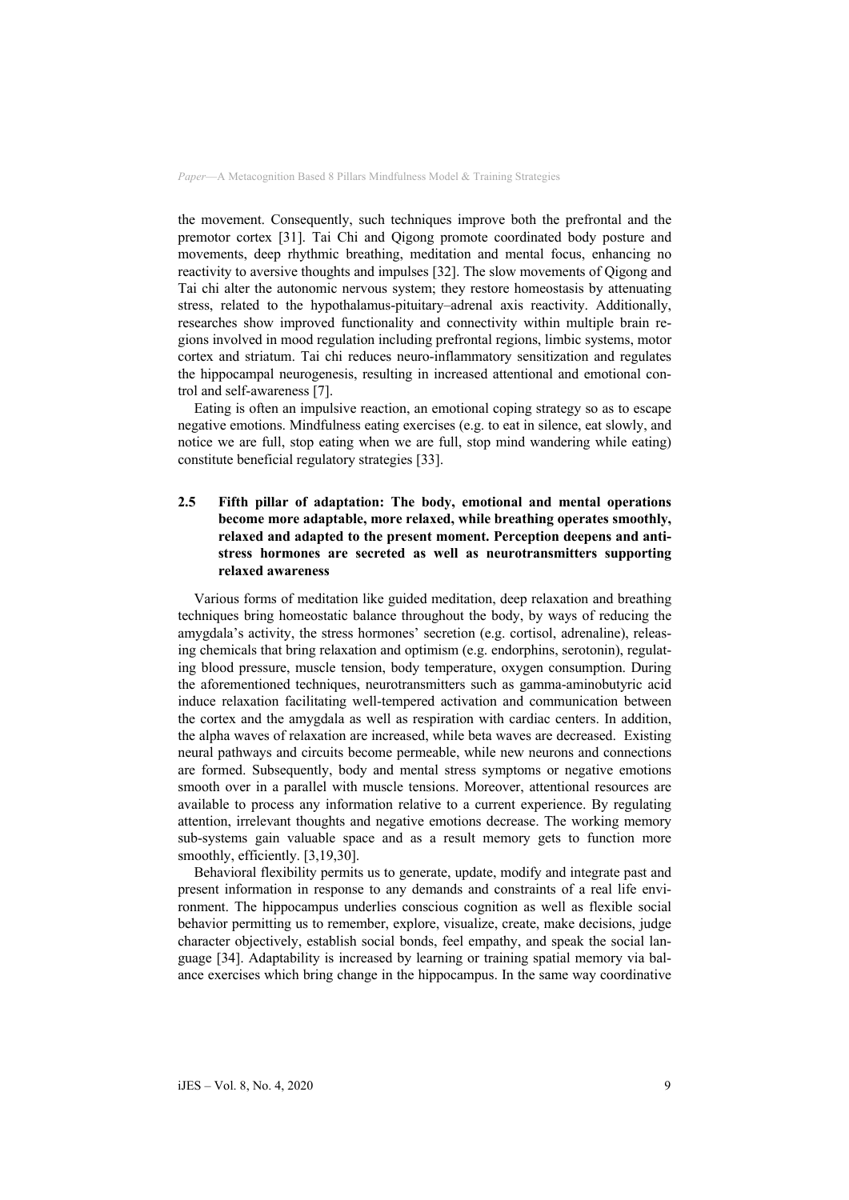the movement. Consequently, such techniques improve both the prefrontal and the premotor cortex [31]. Tai Chi and Qigong promote coordinated body posture and movements, deep rhythmic breathing, meditation and mental focus, enhancing no reactivity to aversive thoughts and impulses [32]. The slow movements of Qigong and Tai chi alter the autonomic nervous system; they restore homeostasis by attenuating stress, related to the hypothalamus-pituitary–adrenal axis reactivity. Additionally, researches show improved functionality and connectivity within multiple brain regions involved in mood regulation including prefrontal regions, limbic systems, motor cortex and striatum. Tai chi reduces neuro-inflammatory sensitization and regulates the hippocampal neurogenesis, resulting in increased attentional and emotional control and self-awareness [7].

Eating is often an impulsive reaction, an emotional coping strategy so as to escape negative emotions. Mindfulness eating exercises (e.g. to eat in silence, eat slowly, and notice we are full, stop eating when we are full, stop mind wandering while eating) constitute beneficial regulatory strategies [33].

### 2.5 Fifth pillar of adaptation: The body, emotional and mental operations become more adaptable, more relaxed, while breathing operates smoothly, relaxed and adapted to the present moment. Perception deepens and anti-stress hormones are secreted as well as neurotransmitters supporting relaxed awareness

Various forms of meditation like guided meditation, deep relaxation and breathing techniques bring homeostatic balance throughout the body, by ways of reducing the amygdala's activity, the stress hormones' secretion (e.g. cortisol, adrenaline), releasing chemicals that bring relaxation and optimism (e.g. endorphins, serotonin), regulating blood pressure, muscle tension, body temperature, oxygen consumption. During the aforementioned techniques, neurotransmitters such as gamma-aminobutyric acid induce relaxation facilitating well-tempered activation and communication between the cortex and the amygdala as well as respiration with cardiac centers. In addition, the alpha waves of relaxation are increased, while beta waves are decreased. Existing neural pathways and circuits become permeable, while new neurons and connections are formed. Subsequently, body and mental stress symptoms or negative emotions smooth over in a parallel with muscle tensions. Moreover, attentional resources are available to process any information relative to a current experience. By regulating attention, irrelevant thoughts and negative emotions decrease. The working memory sub-systems gain valuable space and as a result memory gets to function more smoothly, efficiently. [3,19,30].

Behavioral flexibility permits us to generate, update, modify and integrate past and present information in response to any demands and constraints of a real life environment. The hippocampus underlies conscious cognition as well as flexible social behavior permitting us to remember, explore, visualize, create, make decisions, judge character objectively, establish social bonds, feel empathy, and speak the social language [34]. Adaptability is increased by learning or training spatial memory via balance exercises which bring change in the hippocampus. In the same way coordinative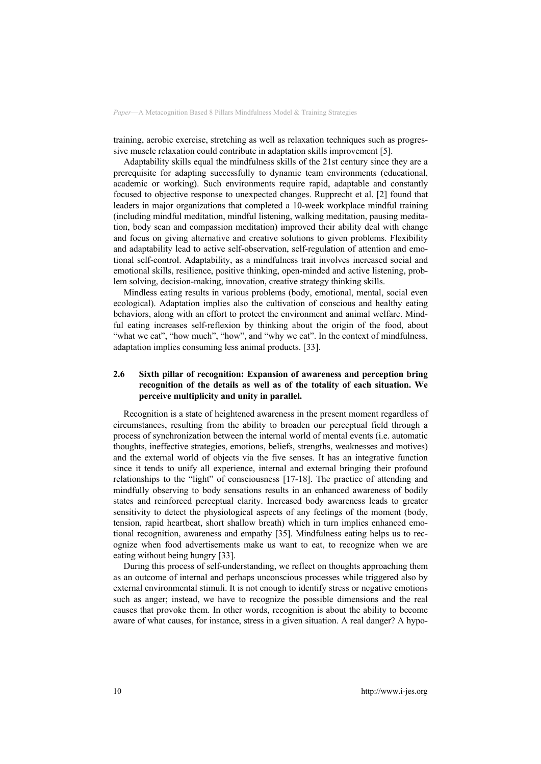training, aerobic exercise, stretching as well as relaxation techniques such as progressive muscle relaxation could contribute in adaptation skills improvement [5].

Adaptability skills equal the mindfulness skills of the 21st century since they are a prerequisite for adapting successfully to dynamic team environments (educational, academic or working). Such environments require rapid, adaptable and constantly focused to objective response to unexpected changes. Rupprecht et al. [2] found that leaders in major organizations that completed a 10-week workplace mindful training (including mindful meditation, mindful listening, walking meditation, pausing meditation, body scan and compassion meditation) improved their ability deal with change and focus on giving alternative and creative solutions to given problems. Flexibility and adaptability lead to active self-observation, self-regulation of attention and emotional self-control. Adaptability, as a mindfulness trait involves increased social and emotional skills, resilience, positive thinking, open-minded and active listening, problem solving, decision-making, innovation, creative strategy thinking skills.

Mindless eating results in various problems (body, emotional, mental, social even ecological). Adaptation implies also the cultivation of conscious and healthy eating behaviors, along with an effort to protect the environment and animal welfare. Mindful eating increases self-reflexion by thinking about the origin of the food, about "what we eat", "how much", "how", and "why we eat". In the context of mindfulness, adaptation implies consuming less animal products. [33].

### 2.6 Sixth pillar of recognition: Expansion of awareness and perception bring recognition of the details as well as of the totality of each situation. We perceive multiplicity and unity in parallel.

Recognition is a state of heightened awareness in the present moment regardless of circumstances, resulting from the ability to broaden our perceptual field through a process of synchronization between the internal world of mental events (i.e. automatic thoughts, ineffective strategies, emotions, beliefs, strengths, weaknesses and motives) and the external world of objects via the five senses. It has an integrative function since it tends to unify all experience, internal and external bringing their profound relationships to the "light" of consciousness [17-18]. The practice of attending and mindfully observing to body sensations results in an enhanced awareness of bodily states and reinforced perceptual clarity. Increased body awareness leads to greater sensitivity to detect the physiological aspects of any feelings of the moment (body, tension, rapid heartbeat, short shallow breath) which in turn implies enhanced emotional recognition, awareness and empathy [35]. Mindfulness eating helps us to recognize when food advertisements make us want to eat, to recognize when we are eating without being hungry [33].

During this process of self-understanding, we reflect on thoughts approaching them as an outcome of internal and perhaps unconscious processes while triggered also by external environmental stimuli. It is not enough to identify stress or negative emotions such as anger; instead, we have to recognize the possible dimensions and the real causes that provoke them. In other words, recognition is about the ability to become aware of what causes, for instance, stress in a given situation. A real danger? A hypo-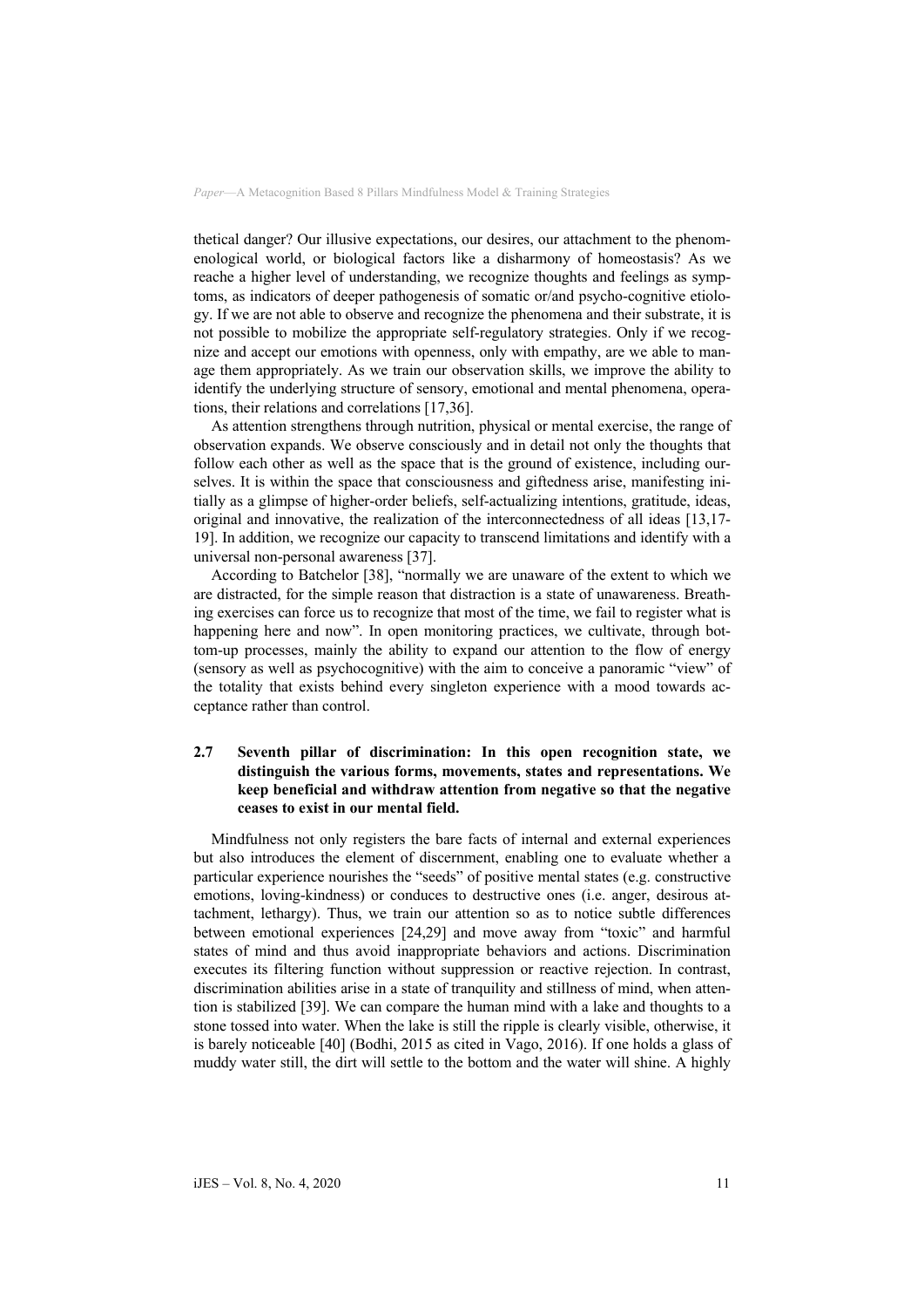thetical danger? Our illusive expectations, our desires, our attachment to the phenomenological world, or biological factors like a disharmony of homeostasis? As we reache a higher level of understanding, we recognize thoughts and feelings as symptoms, as indicators of deeper pathogenesis of somatic or/and psycho-cognitive etiology. If we are not able to observe and recognize the phenomena and their substrate, it is not possible to mobilize the appropriate self-regulatory strategies. Only if we recognize and accept our emotions with openness, only with empathy, are we able to manage them appropriately. As we train our observation skills, we improve the ability to identify the underlying structure of sensory, emotional and mental phenomena, operations, their relations and correlations [17,36].

As attention strengthens through nutrition, physical or mental exercise, the range of observation expands. We observe consciously and in detail not only the thoughts that follow each other as well as the space that is the ground of existence, including ourselves. It is within the space that consciousness and giftedness arise, manifesting initially as a glimpse of higher-order beliefs, self-actualizing intentions, gratitude, ideas, original and innovative, the realization of the interconnectedness of all ideas [13,17-19]. In addition, we recognize our capacity to transcend limitations and identify with a universal non-personal awareness [37].

According to Batchelor [38], "normally we are unaware of the extent to which we are distracted, for the simple reason that distraction is a state of unawareness. Breathing exercises can force us to recognize that most of the time, we fail to register what is happening here and now". In open monitoring practices, we cultivate, through bottom-up processes, mainly the ability to expand our attention to the flow of energy (sensory as well as psychocognitive) with the aim to conceive a panoramic "view" of the totality that exists behind every singleton experience with a mood towards acceptance rather than control.

### 2.7 Seventh pillar of discrimination: In this open recognition state, we distinguish the various forms, movements, states and representations. We keep beneficial and withdraw attention from negative so that the negative ceases to exist in our mental field.

Mindfulness not only registers the bare facts of internal and external experiences but also introduces the element of discernment, enabling one to evaluate whether a particular experience nourishes the "seeds" of positive mental states (e.g. constructive emotions, loving-kindness) or conduces to destructive ones (i.e. anger, desirous attachment, lethargy). Thus, we train our attention so as to notice subtle differences between emotional experiences [24,29] and move away from "toxic" and harmful states of mind and thus avoid inappropriate behaviors and actions. Discrimination executes its filtering function without suppression or reactive rejection. In contrast, discrimination abilities arise in a state of tranquility and stillness of mind, when attention is stabilized [39]. We can compare the human mind with a lake and thoughts to a stone tossed into water. When the lake is still the ripple is clearly visible, otherwise, it is barely noticeable [40] (Bodhi, 2015 as cited in Vago, 2016). If one holds a glass of muddy water still, the dirt will settle to the bottom and the water will shine. A highly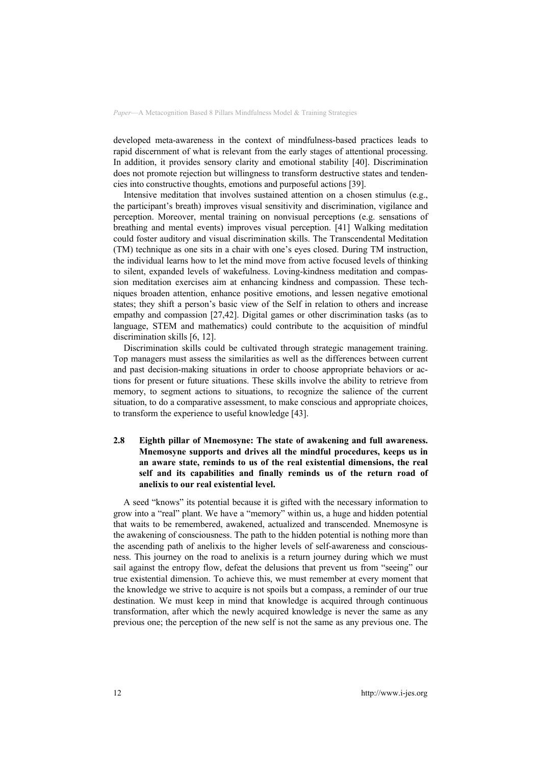developed meta-awareness in the context of mindfulness-based practices leads to rapid discernment of what is relevant from the early stages of attentional processing. In addition, it provides sensory clarity and emotional stability [40]. Discrimination does not promote rejection but willingness to transform destructive states and tendencies into constructive thoughts, emotions and purposeful actions [39].

Intensive meditation that involves sustained attention on a chosen stimulus (e.g., the participant's breath) improves visual sensitivity and discrimination, vigilance and perception. Moreover, mental training on nonvisual perceptions (e.g. sensations of breathing and mental events) improves visual perception. [41] Walking meditation could foster auditory and visual discrimination skills. The Transcendental Meditation (TM) technique as one sits in a chair with one's eyes closed. During TM instruction, the individual learns how to let the mind move from active focused levels of thinking to silent, expanded levels of wakefulness. Loving-kindness meditation and compassion meditation exercises aim at enhancing kindness and compassion. These techniques broaden attention, enhance positive emotions, and lessen negative emotional states; they shift a person's basic view of the Self in relation to others and increase empathy and compassion [27,42]. Digital games or other discrimination tasks (as to language, STEM and mathematics) could contribute to the acquisition of mindful discrimination skills [6, 12].

Discrimination skills could be cultivated through strategic management training. Top managers must assess the similarities as well as the differences between current and past decision-making situations in order to choose appropriate behaviors or actions for present or future situations. These skills involve the ability to retrieve from memory, to segment actions to situations, to recognize the salience of the current situation, to do a comparative assessment, to make conscious and appropriate choices, to transform the experience to useful knowledge [43].

### 2.8 Eighth pillar of Mnemosyne: The state of awakening and full awareness. Mnemosyne supports and drives all the mindful procedures, keeps us in an aware state, reminds to us of the real existential dimensions, the real self and its capabilities and finally reminds us of the return road of anelixis to our real existential level.

A seed "knows" its potential because it is gifted with the necessary information to grow into a "real" plant. We have a "memory" within us, a huge and hidden potential that waits to be remembered, awakened, actualized and transcended. Mnemosyne is the awakening of consciousness. The path to the hidden potential is nothing more than the ascending path of anelixis to the higher levels of self-awareness and consciousness. This journey on the road to anelixis is a return journey during which we must sail against the entropy flow, defeat the delusions that prevent us from "seeing" our true existential dimension. To achieve this, we must remember at every moment that the knowledge we strive to acquire is not spoils but a compass, a reminder of our true destination. We must keep in mind that knowledge is acquired through continuous transformation, after which the newly acquired knowledge is never the same as any previous one; the perception of the new self is not the same as any previous one. The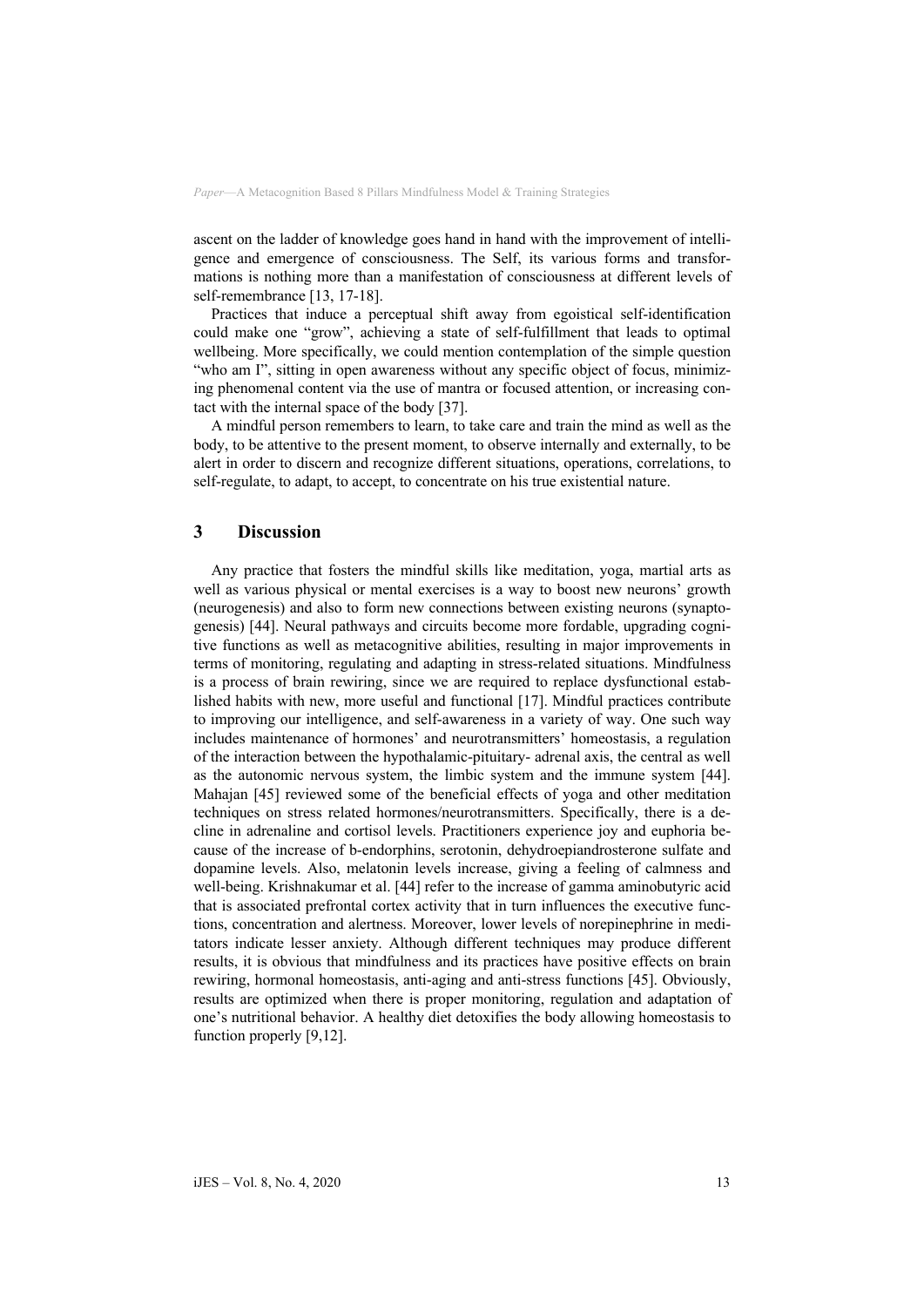ascent on the ladder of knowledge goes hand in hand with the improvement of intelligence and emergence of consciousness. The Self, its various forms and transformations is nothing more than a manifestation of consciousness at different levels of self-remembrance [13, 17-18].

Practices that induce a perceptual shift away from egoistical self-identification could make one "grow", achieving a state of self-fulfillment that leads to optimal wellbeing. More specifically, we could mention contemplation of the simple question "who am I", sitting in open awareness without any specific object of focus, minimizing phenomenal content via the use of mantra or focused attention, or increasing contact with the internal space of the body [37].

A mindful person remembers to learn, to take care and train the mind as well as the body, to be attentive to the present moment, to observe internally and externally, to be alert in order to discern and recognize different situations, operations, correlations, to self-regulate, to adapt, to accept, to concentrate on his true existential nature.

## 3 Discussion

Any practice that fosters the mindful skills like meditation, yoga, martial arts as well as various physical or mental exercises is a way to boost new neurons' growth (neurogenesis) and also to form new connections between existing neurons (synaptogenesis) [44]. Neural pathways and circuits become more fordable, upgrading cognitive functions as well as metacognitive abilities, resulting in major improvements in terms of monitoring, regulating and adapting in stress-related situations. Mindfulness is a process of brain rewiring, since we are required to replace dysfunctional established habits with new, more useful and functional [17]. Mindful practices contribute to improving our intelligence, and self-awareness in a variety of way. One such way includes maintenance of hormones' and neurotransmitters' homeostasis, a regulation of the interaction between the hypothalamic-pituitary- adrenal axis, the central as well as the autonomic nervous system, the limbic system and the immune system [44]. Mahajan [45] reviewed some of the beneficial effects of yoga and other meditation techniques on stress related hormones/neurotransmitters. Specifically, there is a decline in adrenaline and cortisol levels. Practitioners experience joy and euphoria because of the increase of b-endorphins, serotonin, dehydroepiandrosterone sulfate and dopamine levels. Also, melatonin levels increase, giving a feeling of calmness and well-being. Krishnakumar et al. [44] refer to the increase of gamma aminobutyric acid that is associated prefrontal cortex activity that in turn influences the executive functions, concentration and alertness. Moreover, lower levels of norepinephrine in meditators indicate lesser anxiety. Although different techniques may produce different results, it is obvious that mindfulness and its practices have positive effects on brain rewiring, hormonal homeostasis, anti-aging and anti-stress functions [45]. Obviously, results are optimized when there is proper monitoring, regulation and adaptation of one's nutritional behavior. A healthy diet detoxifies the body allowing homeostasis to function properly [9,12].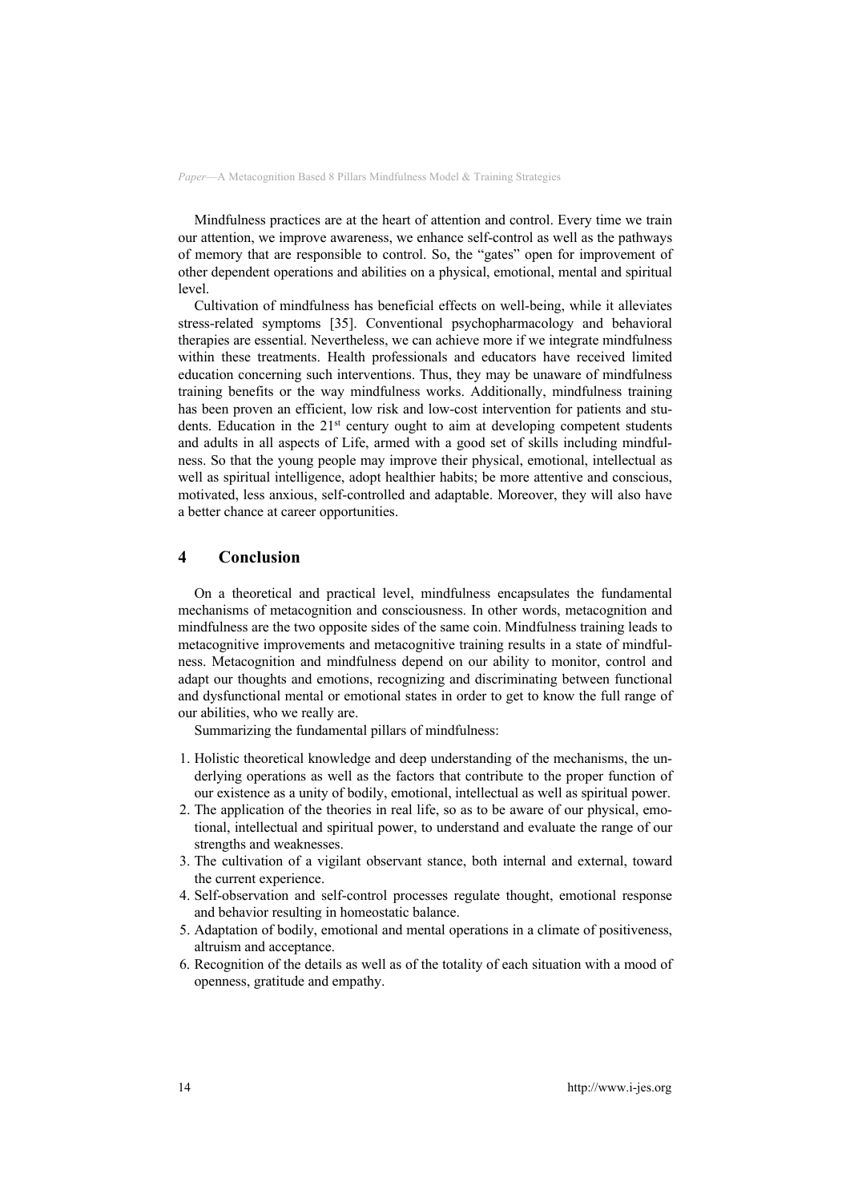Mindfulness practices are at the heart of attention and control. Every time we train our attention, we improve awareness, we enhance self-control as well as the pathways of memory that are responsible to control. So, the "gates" open for improvement of other dependent operations and abilities on a physical, emotional, mental and spiritual level.

Cultivation of mindfulness has beneficial effects on well-being, while it alleviates stress-related symptoms [35]. Conventional psychopharmacology and behavioral therapies are essential. Nevertheless, we can achieve more if we integrate mindfulness within these treatments. Health professionals and educators have received limited education concerning such interventions. Thus, they may be unaware of mindfulness training benefits or the way mindfulness works. Additionally, mindfulness training has been proven an efficient, low risk and low-cost intervention for patients and students. Education in the 21st century ought to aim at developing competent students and adults in all aspects of Life, armed with a good set of skills including mindfulness. So that the young people may improve their physical, emotional, intellectual as well as spiritual intelligence, adopt healthier habits; be more attentive and conscious, motivated, less anxious, self-controlled and adaptable. Moreover, they will also have a better chance at career opportunities.

## 4 Conclusion

On a theoretical and practical level, mindfulness encapsulates the fundamental mechanisms of metacognition and consciousness. In other words, metacognition and mindfulness are the two opposite sides of the same coin. Mindfulness training leads to metacognitive improvements and metacognitive training results in a state of mindfulness. Metacognition and mindfulness depend on our ability to monitor, control and adapt our thoughts and emotions, recognizing and discriminating between functional and dysfunctional mental or emotional states in order to get to know the full range of our abilities, who we really are.

Summarizing the fundamental pillars of mindfulness:

1. Holistic theoretical knowledge and deep understanding of the mechanisms, the underlying operations as well as the factors that contribute to the proper function of our existence as a unity of bodily, emotional, intellectual as well as spiritual power.
2. The application of the theories in real life, so as to be aware of our physical, emotional, intellectual and spiritual power, to understand and evaluate the range of our strengths and weaknesses.
3. The cultivation of a vigilant observant stance, both internal and external, toward the current experience.
4. Self-observation and self-control processes regulate thought, emotional response and behavior resulting in homeostatic balance.
5. Adaptation of bodily, emotional and mental operations in a climate of positiveness, altruism and acceptance.
6. Recognition of the details as well as of the totality of each situation with a mood of openness, gratitude and empathy.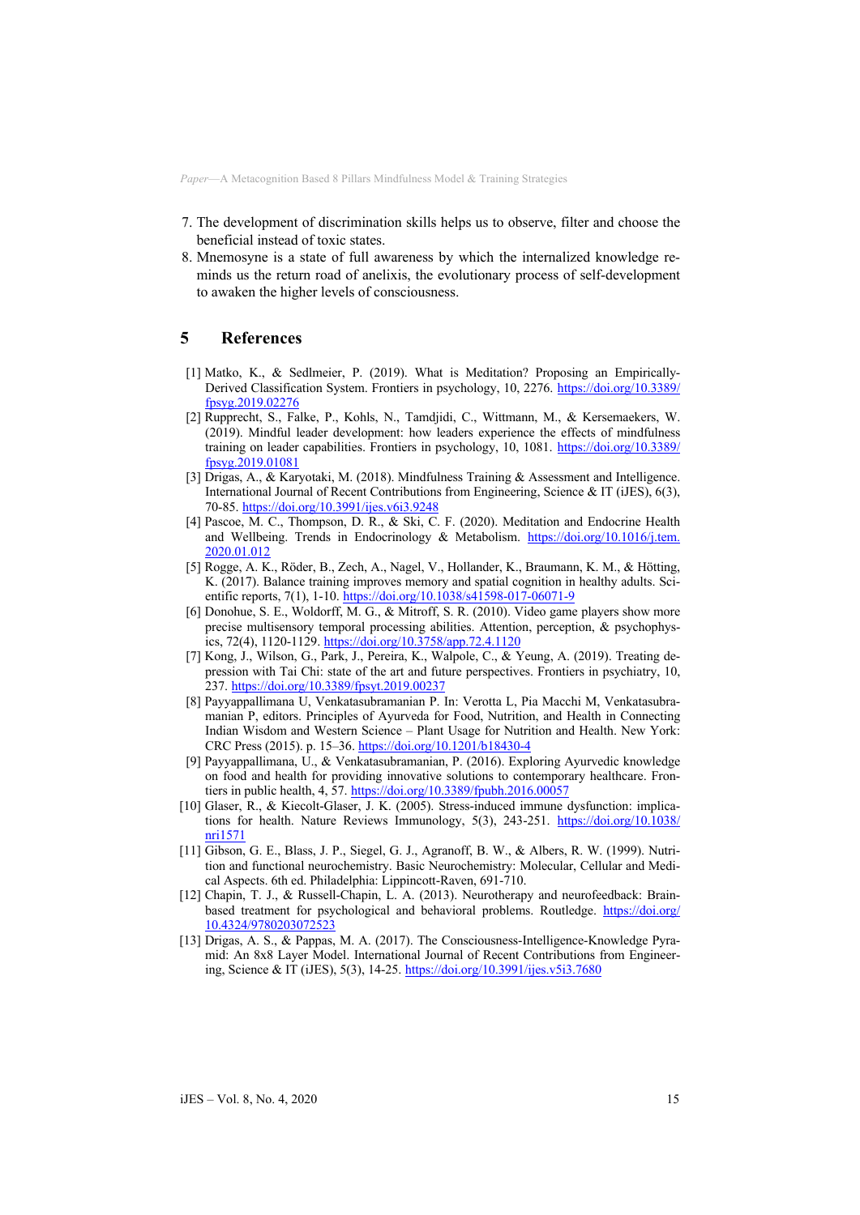7. The development of discrimination skills helps us to observe, filter and choose the beneficial instead of toxic states.
8. Mnemosyne is a state of full awareness by which the internalized knowledge reminds us the return road of anelixis, the evolutionary process of self-development to awaken the higher levels of consciousness.

## 5 References

[1] Matko, K., & Sedlmeier, P. (2019). What is Meditation? Proposing an Empirically-Derived Classification System. Frontiers in psychology, 10, 2276. https://doi.org/10.3389/fpsyg.2019.02276

[2] Rupprecht, S., Falke, P., Kohls, N., Tamdjidi, C., Wittmann, M., & Kersemaekers, W. (2019). Mindful leader development: how leaders experience the effects of mindfulness training on leader capabilities. Frontiers in psychology, 10, 1081. https://doi.org/10.3389/fpsyg.2019.01081

[3] Drigas, A., & Karyotaki, M. (2018). Mindfulness Training & Assessment and Intelligence. International Journal of Recent Contributions from Engineering, Science & IT (iJES), 6(3), 70-85. https://doi.org/10.3991/ijes.v6i3.9248

[4] Pascoe, M. C., Thompson, D. R., & Ski, C. F. (2020). Meditation and Endocrine Health and Wellbeing. Trends in Endocrinology & Metabolism. https://doi.org/10.1016/j.tem.2020.01.012

[5] Rogge, A. K., Röder, B., Zech, A., Nagel, V., Hollander, K., Braumann, K. M., & Hötting, K. (2017). Balance training improves memory and spatial cognition in healthy adults. Scientific reports, 7(1), 1-10. https://doi.org/10.1038/s41598-017-06071-9

[6] Donohue, S. E., Woldorff, M. G., & Mitroff, S. R. (2010). Video game players show more precise multisensory temporal processing abilities. Attention, perception, & psychophysics, 72(4), 1120-1129. https://doi.org/10.3758/app.72.4.1120

[7] Kong, J., Wilson, G., Park, J., Pereira, K., Walpole, C., & Yeung, A. (2019). Treating depression with Tai Chi: state of the art and future perspectives. Frontiers in psychiatry, 10, 237. https://doi.org/10.3389/fpsyt.2019.00237

[8] Payyappallimana U, Venkatasubramanian P. In: Verotta L, Pia Macchi M, Venkatasubramanian P, editors. Principles of Ayurveda for Food, Nutrition, and Health in Connecting Indian Wisdom and Western Science – Plant Usage for Nutrition and Health. New York: CRC Press (2015). p. 15–36. https://doi.org/10.1201/b18430-4

[9] Payyappallimana, U., & Venkatasubramanian, P. (2016). Exploring Ayurvedic knowledge on food and health for providing innovative solutions to contemporary healthcare. Frontiers in public health, 4, 57. https://doi.org/10.3389/fpubh.2016.00057

[10] Glaser, R., & Kiecolt-Glaser, J. K. (2005). Stress-induced immune dysfunction: implications for health. Nature Reviews Immunology, 5(3), 243-251. https://doi.org/10.1038/nri1571

[11] Gibson, G. E., Blass, J. P., Siegel, G. J., Agranoff, B. W., & Albers, R. W. (1999). Nutrition and functional neurochemistry. Basic Neurochemistry: Molecular, Cellular and Medical Aspects. 6th ed. Philadelphia: Lippincott-Raven, 691-710.

[12] Chapin, T. J., & Russell-Chapin, L. A. (2013). Neurotherapy and neurofeedback: Brain-based treatment for psychological and behavioral problems. Routledge. https://doi.org/10.4324/9780203072523

[13] Drigas, A. S., & Pappas, M. A. (2017). The Consciousness-Intelligence-Knowledge Pyramid: An 8x8 Layer Model. International Journal of Recent Contributions from Engineering, Science & IT (iJES), 5(3), 14-25. https://doi.org/10.3991/ijes.v5i3.7680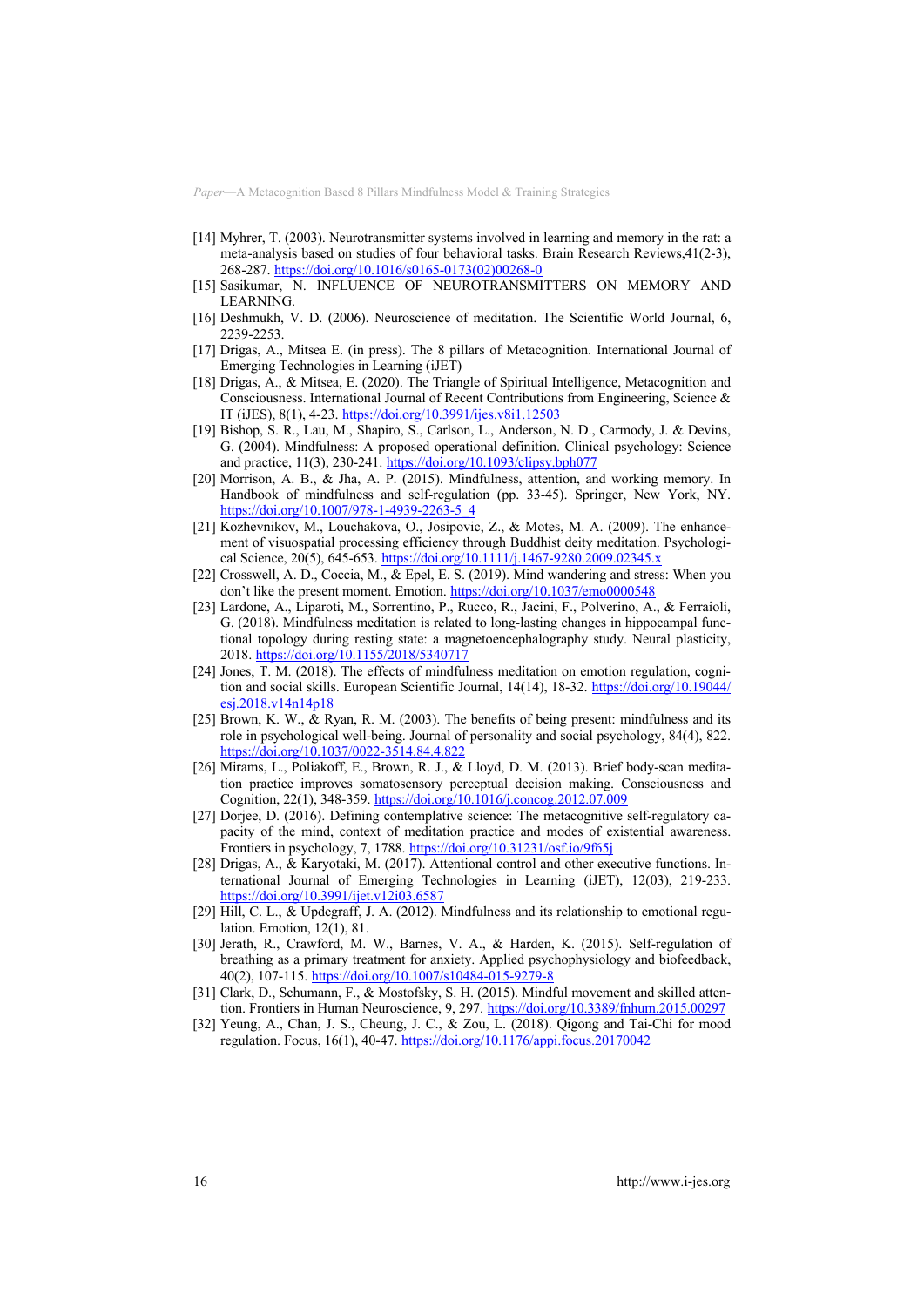[14] Myhrer, T. (2003). Neurotransmitter systems involved in learning and memory in the rat: a meta-analysis based on studies of four behavioral tasks. Brain Research Reviews,41(2-3), 268-287. https://doi.org/10.1016/s0165-0173(02)00268-0

[15] Sasikumar, N. INFLUENCE OF NEUROTRANSMITTERS ON MEMORY AND LEARNING.

[16] Deshmukh, V. D. (2006). Neuroscience of meditation. The Scientific World Journal, 6, 2239-2253.

[17] Drigas, A., Mitsea E. (in press). The 8 pillars of Metacognition. International Journal of Emerging Technologies in Learning (iJET)

[18] Drigas, A., & Mitsea, E. (2020). The Triangle of Spiritual Intelligence, Metacognition and Consciousness. International Journal of Recent Contributions from Engineering, Science & IT (iJES), 8(1), 4-23. https://doi.org/10.3991/ijes.v8i1.12503

[19] Bishop, S. R., Lau, M., Shapiro, S., Carlson, L., Anderson, N. D., Carmody, J. & Devins, G. (2004). Mindfulness: A proposed operational definition. Clinical psychology: Science and practice, 11(3), 230-241. https://doi.org/10.1093/clipsy.bph077

[20] Morrison, A. B., & Jha, A. P. (2015). Mindfulness, attention, and working memory. In Handbook of mindfulness and self-regulation (pp. 33-45). Springer, New York, NY. https://doi.org/10.1007/978-1-4939-2263-5_4

[21] Kozhevnikov, M., Louchakova, O., Josipovic, Z., & Motes, M. A. (2009). The enhancement of visuospatial processing efficiency through Buddhist deity meditation. Psychological Science, 20(5), 645-653. https://doi.org/10.1111/j.1467-9280.2009.02345.x

[22] Crosswell, A. D., Coccia, M., & Epel, E. S. (2019). Mind wandering and stress: When you don't like the present moment. Emotion. https://doi.org/10.1037/emo0000548

[23] Lardone, A., Liparoti, M., Sorrentino, P., Rucco, R., Jacini, F., Polverino, A., & Ferraioli, G. (2018). Mindfulness meditation is related to long-lasting changes in hippocampal functional topology during resting state: a magnetoencephalography study. Neural plasticity, 2018. https://doi.org/10.1155/2018/5340717

[24] Jones, T. M. (2018). The effects of mindfulness meditation on emotion regulation, cognition and social skills. European Scientific Journal, 14(14), 18-32. https://doi.org/10.19044/esj.2018.v14n14p18

[25] Brown, K. W., & Ryan, R. M. (2003). The benefits of being present: mindfulness and its role in psychological well-being. Journal of personality and social psychology, 84(4), 822. https://doi.org/10.1037/0022-3514.84.4.822

[26] Mirams, L., Poliakoff, E., Brown, R. J., & Lloyd, D. M. (2013). Brief body-scan meditation practice improves somatosensory perceptual decision making. Consciousness and Cognition, 22(1), 348-359. https://doi.org/10.1016/j.concog.2012.07.009

[27] Dorjee, D. (2016). Defining contemplative science: The metacognitive self-regulatory capacity of the mind, context of meditation practice and modes of existential awareness. Frontiers in psychology, 7, 1788. https://doi.org/10.31231/osf.io/9f65j

[28] Drigas, A., & Karyotaki, M. (2017). Attentional control and other executive functions. International Journal of Emerging Technologies in Learning (iJET), 12(03), 219-233. https://doi.org/10.3991/ijet.v12i03.6587

[29] Hill, C. L., & Updegraff, J. A. (2012). Mindfulness and its relationship to emotional regulation. Emotion, 12(1), 81.

[30] Jerath, R., Crawford, M. W., Barnes, V. A., & Harden, K. (2015). Self-regulation of breathing as a primary treatment for anxiety. Applied psychophysiology and biofeedback, 40(2), 107-115. https://doi.org/10.1007/s10484-015-9279-8

[31] Clark, D., Schumann, F., & Mostofsky, S. H. (2015). Mindful movement and skilled attention. Frontiers in Human Neuroscience, 9, 297. https://doi.org/10.3389/fnhum.2015.00297

[32] Yeung, A., Chan, J. S., Cheung, J. C., & Zou, L. (2018). Qigong and Tai-Chi for mood regulation. Focus, 16(1), 40-47. https://doi.org/10.1176/appi.focus.20170042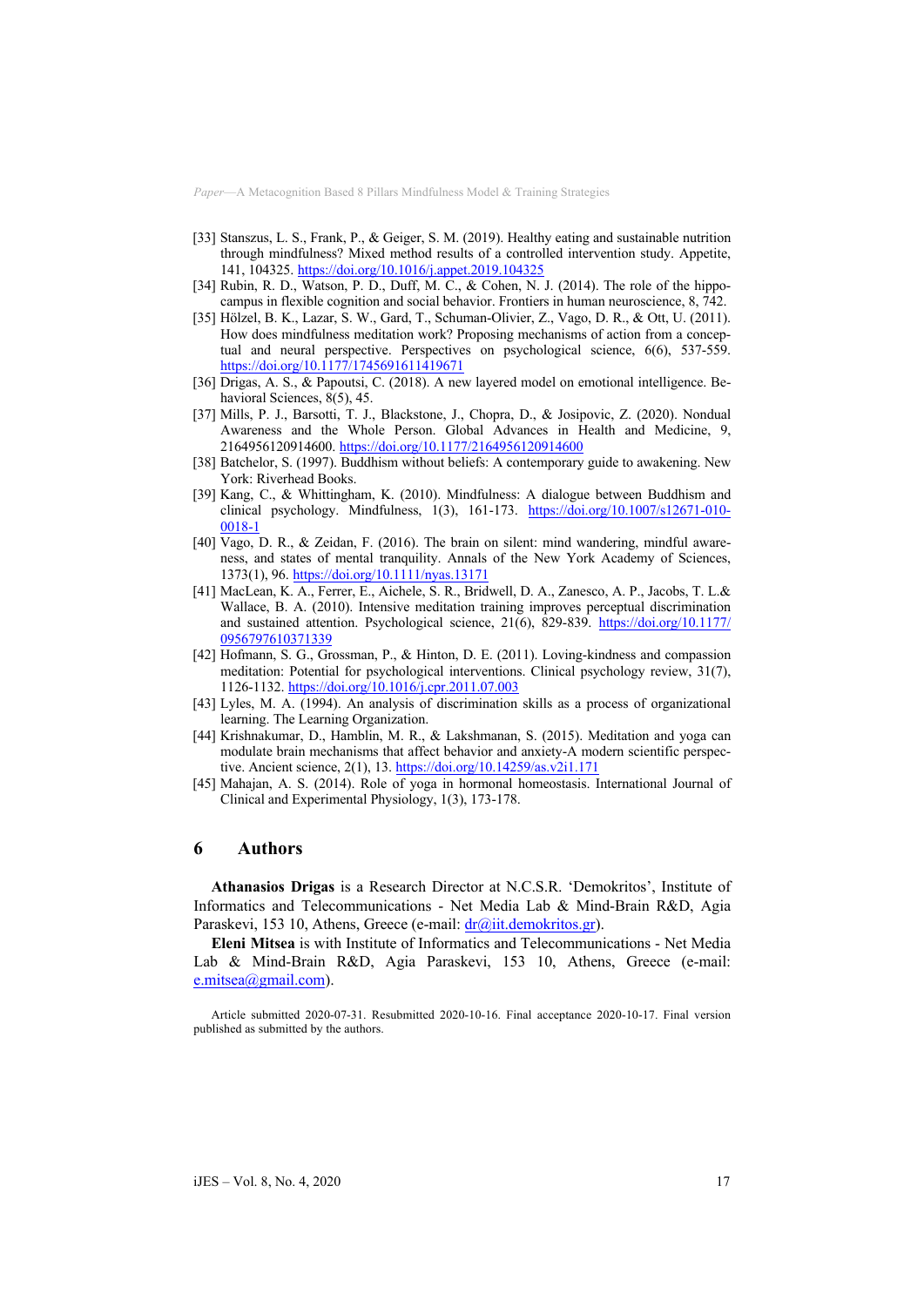[33] Stanszus, L. S., Frank, P., & Geiger, S. M. (2019). Healthy eating and sustainable nutrition through mindfulness? Mixed method results of a controlled intervention study. Appetite, 141, 104325. https://doi.org/10.1016/j.appet.2019.104325

[34] Rubin, R. D., Watson, P. D., Duff, M. C., & Cohen, N. J. (2014). The role of the hippocampus in flexible cognition and social behavior. Frontiers in human neuroscience, 8, 742.

[35] Hölzel, B. K., Lazar, S. W., Gard, T., Schuman-Olivier, Z., Vago, D. R., & Ott, U. (2011). How does mindfulness meditation work? Proposing mechanisms of action from a conceptual and neural perspective. Perspectives on psychological science, 6(6), 537-559. https://doi.org/10.1177/1745691611419671

[36] Drigas, A. S., & Papoutsi, C. (2018). A new layered model on emotional intelligence. Behavioral Sciences, 8(5), 45.

[37] Mills, P. J., Barsotti, T. J., Blackstone, J., Chopra, D., & Josipovic, Z. (2020). Nondual Awareness and the Whole Person. Global Advances in Health and Medicine, 9, 2164956120914600. https://doi.org/10.1177/2164956120914600

[38] Batchelor, S. (1997). Buddhism without beliefs: A contemporary guide to awakening. New York: Riverhead Books.

[39] Kang, C., & Whittingham, K. (2010). Mindfulness: A dialogue between Buddhism and clinical psychology. Mindfulness, 1(3), 161-173. https://doi.org/10.1007/s12671-010-0018-1

[40] Vago, D. R., & Zeidan, F. (2016). The brain on silent: mind wandering, mindful awareness, and states of mental tranquility. Annals of the New York Academy of Sciences, 1373(1), 96. https://doi.org/10.1111/nyas.13171

[41] MacLean, K. A., Ferrer, E., Aichele, S. R., Bridwell, D. A., Zanesco, A. P., Jacobs, T. L.& Wallace, B. A. (2010). Intensive meditation training improves perceptual discrimination and sustained attention. Psychological science, 21(6), 829-839. https://doi.org/10.1177/0956797610371339

[42] Hofmann, S. G., Grossman, P., & Hinton, D. E. (2011). Loving-kindness and compassion meditation: Potential for psychological interventions. Clinical psychology review, 31(7), 1126-1132. https://doi.org/10.1016/j.cpr.2011.07.003

[43] Lyles, M. A. (1994). An analysis of discrimination skills as a process of organizational learning. The Learning Organization.

[44] Krishnakumar, D., Hamblin, M. R., & Lakshmanan, S. (2015). Meditation and yoga can modulate brain mechanisms that affect behavior and anxiety-A modern scientific perspective. Ancient science, 2(1), 13. https://doi.org/10.14259/as.v2i1.171

[45] Mahajan, A. S. (2014). Role of yoga in hormonal homeostasis. International Journal of Clinical and Experimental Physiology, 1(3), 173-178.

## 6 Authors

**Athanasios Drigas** is a Research Director at N.C.S.R. 'Demokritos', Institute of Informatics and Telecommunications - Net Media Lab & Mind-Brain R&D, Agia Paraskevi, 153 10, Athens, Greece (e-mail: dr@iit.demokritos.gr).

**Eleni Mitsea** is with Institute of Informatics and Telecommunications - Net Media Lab & Mind-Brain R&D, Agia Paraskevi, 153 10, Athens, Greece (e-mail: e.mitsea@gmail.com).

Article submitted 2020-07-31. Resubmitted 2020-10-16. Final acceptance 2020-10-17. Final version published as submitted by the authors.